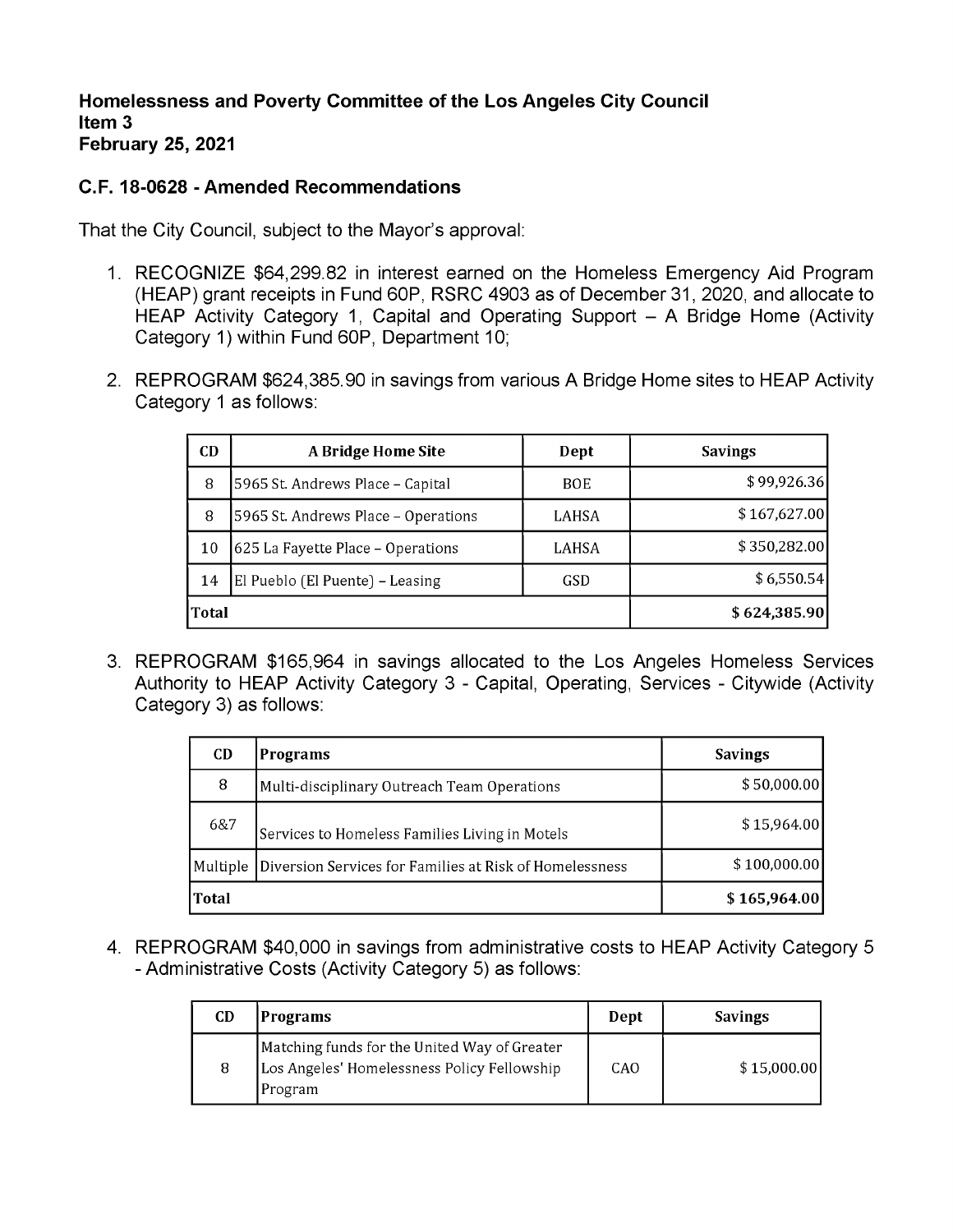**Homelessness and Poverty Committee of the Los Angeles City Council**
**Item 3**
**February 25, 2021**

## C.F. 18-0628 - Amended Recommendations

That the City Council, subject to the Mayor's approval:

1. RECOGNIZE $64,299.82 in interest earned on the Homeless Emergency Aid Program (HEAP) grant receipts in Fund 60P, RSRC 4903 as of December 31, 2020, and allocate to HEAP Activity Category 1, Capital and Operating Support – A Bridge Home (Activity Category 1) within Fund 60P, Department 10;

2. REPROGRAM $624,385.90 in savings from various A Bridge Home sites to HEAP Activity Category 1 as follows:

| CD | A Bridge Home Site | Dept | Savings |
|---|---|---|---|
| 8 | 5965 St. Andrews Place – Capital | BOE | $ 99,926.36 |
| 8 | 5965 St. Andrews Place – Operations | LAHSA | $ 167,627.00 |
| 10 | 625 La Fayette Place – Operations | LAHSA | $ 350,282.00 |
| 14 | El Pueblo (El Puente) – Leasing | GSD | $ 6,550.54 |
| **Total** | | | **$ 624,385.90** |

3. REPROGRAM $165,964 in savings allocated to the Los Angeles Homeless Services Authority to HEAP Activity Category 3 - Capital, Operating, Services - Citywide (Activity Category 3) as follows:

| CD | Programs | Savings |
|---|---|---|
| 8 | Multi-disciplinary Outreach Team Operations | $ 50,000.00 |
| 6&7 | Services to Homeless Families Living in Motels | $ 15,964.00 |
| Multiple | Diversion Services for Families at Risk of Homelessness | $ 100,000.00 |
| **Total** | | **$ 165,964.00** |

4. REPROGRAM $40,000 in savings from administrative costs to HEAP Activity Category 5 - Administrative Costs (Activity Category 5) as follows:

| CD | Programs | Dept | Savings |
|---|---|---|---|
| 8 | Matching funds for the United Way of Greater Los Angeles' Homelessness Policy Fellowship Program | CAO | $ 15,000.00 |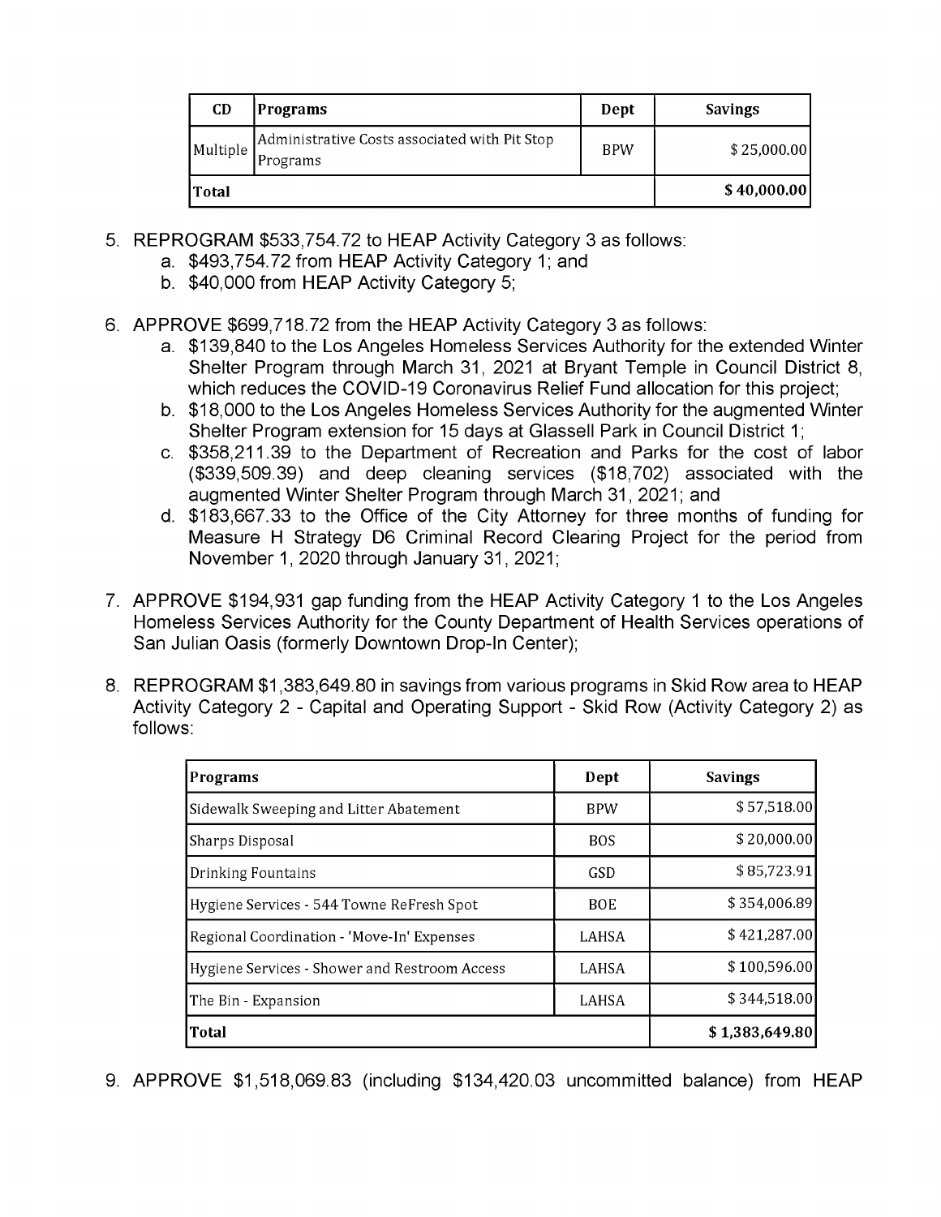| CD | Programs | Dept | Savings |
|---|---|---|---|
| Multiple | Administrative Costs associated with Pit Stop Programs | BPW | $ 25,000.00 |
| **Total** | | | **$ 40,000.00** |

5. REPROGRAM $533,754.72 to HEAP Activity Category 3 as follows:
   a. $493,754.72 from HEAP Activity Category 1; and
   b. $40,000 from HEAP Activity Category 5;

6. APPROVE $699,718.72 from the HEAP Activity Category 3 as follows:
   a. $139,840 to the Los Angeles Homeless Services Authority for the extended Winter Shelter Program through March 31, 2021 at Bryant Temple in Council District 8, which reduces the COVID-19 Coronavirus Relief Fund allocation for this project;
   b. $18,000 to the Los Angeles Homeless Services Authority for the augmented Winter Shelter Program extension for 15 days at Glassell Park in Council District 1;
   c. $358,211.39 to the Department of Recreation and Parks for the cost of labor ($339,509.39) and deep cleaning services ($18,702) associated with the augmented Winter Shelter Program through March 31, 2021; and
   d. $183,667.33 to the Office of the City Attorney for three months of funding for Measure H Strategy D6 Criminal Record Clearing Project for the period from November 1, 2020 through January 31, 2021;

7. APPROVE $194,931 gap funding from the HEAP Activity Category 1 to the Los Angeles Homeless Services Authority for the County Department of Health Services operations of San Julian Oasis (formerly Downtown Drop-In Center);

8. REPROGRAM $1,383,649.80 in savings from various programs in Skid Row area to HEAP Activity Category 2 - Capital and Operating Support - Skid Row (Activity Category 2) as follows:

| Programs | Dept | Savings |
|---|---|---|
| Sidewalk Sweeping and Litter Abatement | BPW | $ 57,518.00 |
| Sharps Disposal | BOS | $ 20,000.00 |
| Drinking Fountains | GSD | $ 85,723.91 |
| Hygiene Services - 544 Towne ReFresh Spot | BOE | $ 354,006.89 |
| Regional Coordination - 'Move-In' Expenses | LAHSA | $ 421,287.00 |
| Hygiene Services - Shower and Restroom Access | LAHSA | $ 100,596.00 |
| The Bin - Expansion | LAHSA | $ 344,518.00 |
| **Total** | | **$ 1,383,649.80** |

9. APPROVE $1,518,069.83 (including $134,420.03 uncommitted balance) from HEAP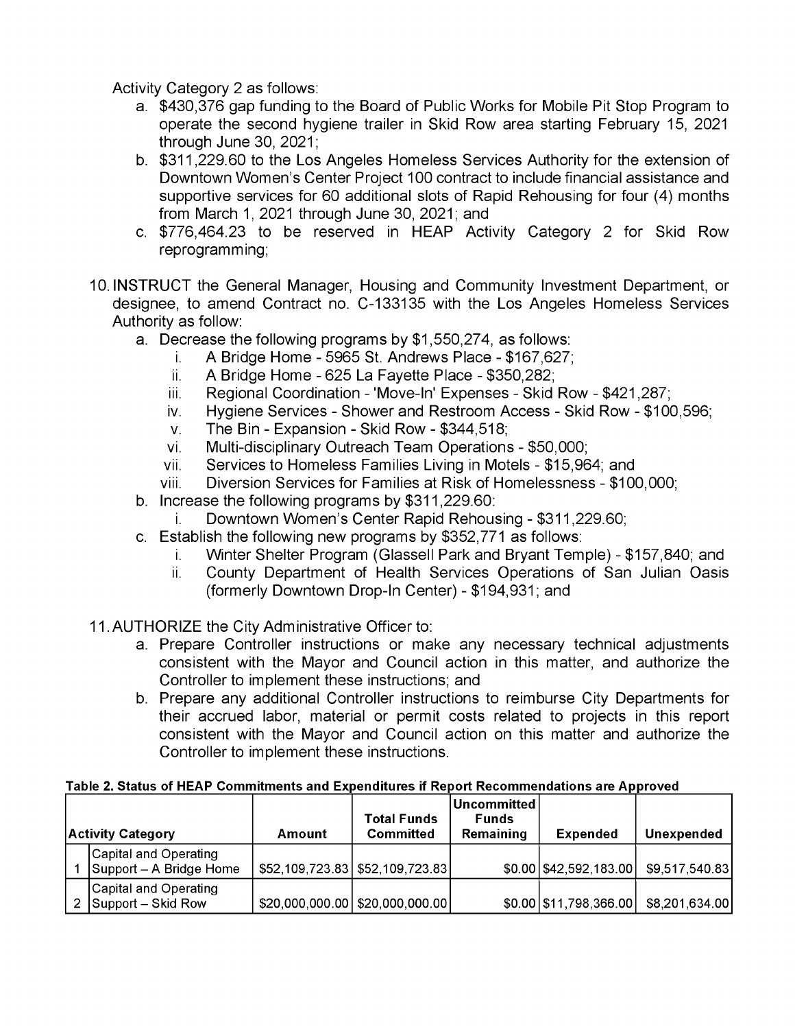Activity Category 2 as follows:

a. $430,376 gap funding to the Board of Public Works for Mobile Pit Stop Program to operate the second hygiene trailer in Skid Row area starting February 15, 2021 through June 30, 2021;
b. $311,229.60 to the Los Angeles Homeless Services Authority for the extension of Downtown Women's Center Project 100 contract to include financial assistance and supportive services for 60 additional slots of Rapid Rehousing for four (4) months from March 1, 2021 through June 30, 2021; and
c. $776,464.23 to be reserved in HEAP Activity Category 2 for Skid Row reprogramming;

10. INSTRUCT the General Manager, Housing and Community Investment Department, or designee, to amend Contract no. C-133135 with the Los Angeles Homeless Services Authority as follow:
    a. Decrease the following programs by $1,550,274, as follows:
        i. A Bridge Home - 5965 St. Andrews Place - $167,627;
        ii. A Bridge Home - 625 La Fayette Place - $350,282;
        iii. Regional Coordination - 'Move-In' Expenses - Skid Row - $421,287;
        iv. Hygiene Services - Shower and Restroom Access - Skid Row - $100,596;
        v. The Bin - Expansion - Skid Row - $344,518;
        vi. Multi-disciplinary Outreach Team Operations - $50,000;
        vii. Services to Homeless Families Living in Motels - $15,964; and
        viii. Diversion Services for Families at Risk of Homelessness - $100,000;
    b. Increase the following programs by $311,229.60:
        i. Downtown Women's Center Rapid Rehousing - $311,229.60;
    c. Establish the following new programs by $352,771 as follows:
        i. Winter Shelter Program (Glassell Park and Bryant Temple) - $157,840; and
        ii. County Department of Health Services Operations of San Julian Oasis (formerly Downtown Drop-In Center) - $194,931; and

11. AUTHORIZE the City Administrative Officer to:
    a. Prepare Controller instructions or make any necessary technical adjustments consistent with the Mayor and Council action in this matter, and authorize the Controller to implement these instructions; and
    b. Prepare any additional Controller instructions to reimburse City Departments for their accrued labor, material or permit costs related to projects in this report consistent with the Mayor and Council action on this matter and authorize the Controller to implement these instructions.

**Table 2. Status of HEAP Commitments and Expenditures if Report Recommendations are Approved**

| | Activity Category | Amount | Total Funds Committed | Uncommitted Funds Remaining | Expended | Unexpended |
|---|---|---|---|---|---|---|
| 1 | Capital and Operating Support – A Bridge Home | $52,109,723.83 | $52,109,723.83 | $0.00 | $42,592,183.00 | $9,517,540.83 |
| 2 | Capital and Operating Support – Skid Row | $20,000,000.00 | $20,000,000.00 | $0.00 | $11,798,366.00 | $8,201,634.00 |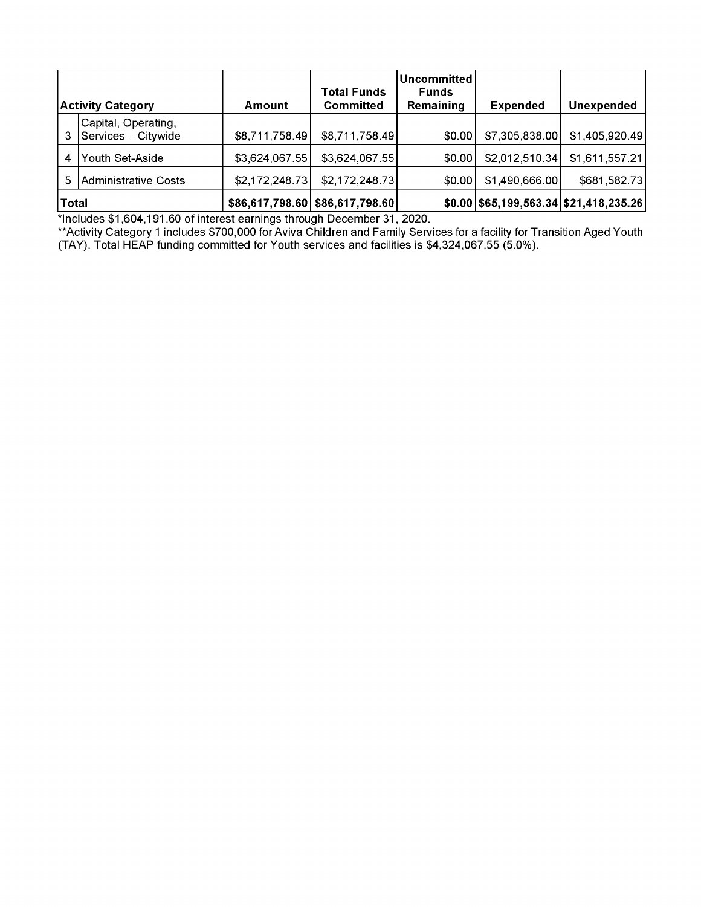| | Activity Category | Amount | Total Funds Committed | Uncommitted Funds Remaining | Expended | Unexpended |
|---|---|---|---|---|---|---|
| 3 | Capital, Operating, Services – Citywide | $8,711,758.49 | $8,711,758.49 | $0.00 | $7,305,838.00 | $1,405,920.49 |
| 4 | Youth Set-Aside | $3,624,067.55 | $3,624,067.55 | $0.00 | $2,012,510.34 | $1,611,557.21 |
| 5 | Administrative Costs | $2,172,248.73 | $2,172,248.73 | $0.00 | $1,490,666.00 | $681,582.73 |
| **Total** | | **$86,617,798.60** | **$86,617,798.60** | **$0.00** | **$65,199,563.34** | **$21,418,235.26** |

*Includes $1,604,191.60 of interest earnings through December 31, 2020.

**Activity Category 1 includes $700,000 for Aviva Children and Family Services for a facility for Transition Aged Youth (TAY). Total HEAP funding committed for Youth services and facilities is $4,324,067.55 (5.0%).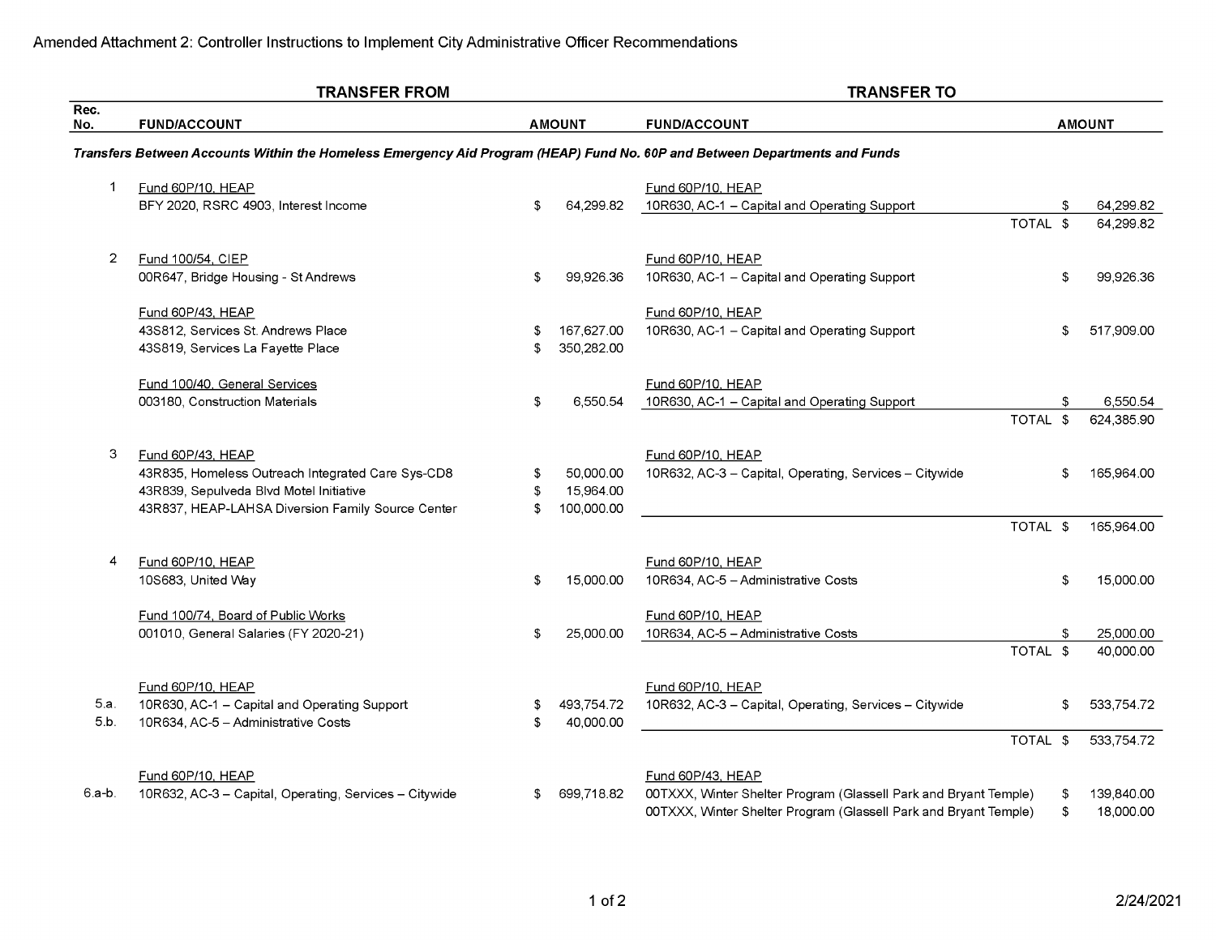Amended Attachment 2: Controller Instructions to Implement City Administrative Officer Recommendations

| Rec. No. | TRANSFER FROM FUND/ACCOUNT | AMOUNT | TRANSFER TO FUND/ACCOUNT | | AMOUNT |
|---|---|---|---|---|---|
| ***Transfers Between Accounts Within the Homeless Emergency Aid Program (HEAP) Fund No. 60P and Between Departments and Funds*** | | | | | |
| 1 | Fund 60P/10, HEAP | | Fund 60P/10, HEAP | | |
| | BFY 2020, RSRC 4903, Interest Income | $ 64,299.82 | 10R630, AC-1 – Capital and Operating Support | | $ 64,299.82 |
| | | | | TOTAL | $ 64,299.82 |
| 2 | Fund 100/54, CIEP | | Fund 60P/10, HEAP | | |
| | 00R647, Bridge Housing - St Andrews | $ 99,926.36 | 10R630, AC-1 – Capital and Operating Support | | $ 99,926.36 |
| | Fund 60P/43, HEAP | | Fund 60P/10, HEAP | | |
| | 43S812, Services St. Andrews Place | $ 167,627.00 | 10R630, AC-1 – Capital and Operating Support | | $ 517,909.00 |
| | 43S819, Services La Fayette Place | $ 350,282.00 | | | |
| | Fund 100/40, General Services | | Fund 60P/10, HEAP | | |
| | 003180, Construction Materials | $ 6,550.54 | 10R630, AC-1 – Capital and Operating Support | | $ 6,550.54 |
| | | | | TOTAL | $ 624,385.90 |
| 3 | Fund 60P/43, HEAP | | Fund 60P/10, HEAP | | |
| | 43R835, Homeless Outreach Integrated Care Sys-CD8 | $ 50,000.00 | 10R632, AC-3 – Capital, Operating, Services – Citywide | | $ 165,964.00 |
| | 43R839, Sepulveda Blvd Motel Initiative | $ 15,964.00 | | | |
| | 43R837, HEAP-LAHSA Diversion Family Source Center | $ 100,000.00 | | | |
| | | | | TOTAL | $ 165,964.00 |
| 4 | Fund 60P/10, HEAP | | Fund 60P/10, HEAP | | |
| | 10S683, United Way | $ 15,000.00 | 10R634, AC-5 – Administrative Costs | | $ 15,000.00 |
| | Fund 100/74, Board of Public Works | | Fund 60P/10, HEAP | | |
| | 001010, General Salaries (FY 2020-21) | $ 25,000.00 | 10R634, AC-5 – Administrative Costs | | $ 25,000.00 |
| | | | | TOTAL | $ 40,000.00 |
| | Fund 60P/10, HEAP | | Fund 60P/10, HEAP | | |
| 5.a. | 10R630, AC-1 – Capital and Operating Support | $ 493,754.72 | 10R632, AC-3 – Capital, Operating, Services – Citywide | | $ 533,754.72 |
| 5.b. | 10R634, AC-5 – Administrative Costs | $ 40,000.00 | | | |
| | | | | TOTAL | $ 533,754.72 |
| | Fund 60P/10, HEAP | | Fund 60P/43, HEAP | | |
| 6.a-b. | 10R632, AC-3 – Capital, Operating, Services – Citywide | $ 699,718.82 | 00TXXX, Winter Shelter Program (Glassell Park and Bryant Temple) | | $ 139,840.00 |
| | | | 00TXXX, Winter Shelter Program (Glassell Park and Bryant Temple) | | $ 18,000.00 |

2/24/2021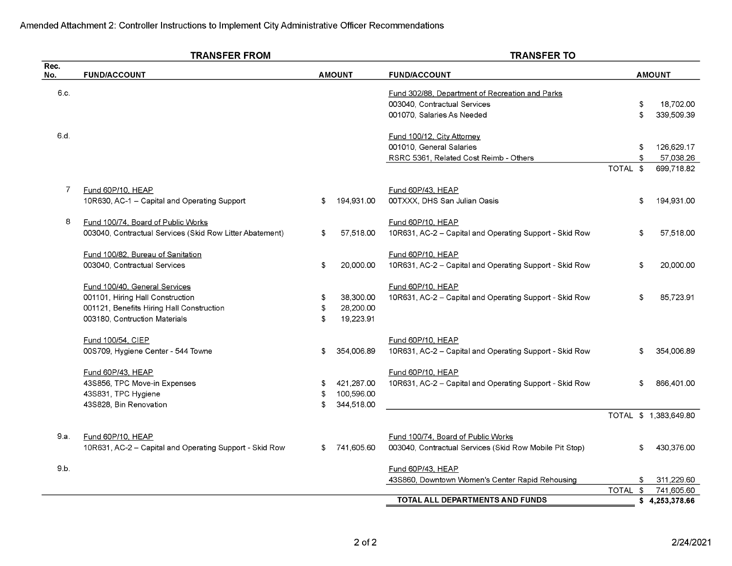Amended Attachment 2: Controller Instructions to Implement City Administrative Officer Recommendations

| | TRANSFER FROM | | TRANSFER TO | |
|---|---|---|---|---|
| **Rec. No.** | **FUND/ACCOUNT** | **AMOUNT** | **FUND/ACCOUNT** | **AMOUNT** |
| 6.c. | | | Fund 302/88, Department of Recreation and Parks | |
| | | | 003040, Contractual Services | $ 18,702.00 |
| | | | 001070, Salaries As Needed | $ 339,509.39 |
| 6.d. | | | Fund 100/12, City Attorney | |
| | | | 001010, General Salaries | $ 126,629.17 |
| | | | RSRC 5361, Related Cost Reimb - Others | $ 57,038.26 |
| | | | TOTAL | $ 699,718.82 |
| 7 | Fund 60P/10, HEAP | | Fund 60P/43, HEAP | |
| | 10R630, AC-1 – Capital and Operating Support | $ 194,931.00 | 00TXXX, DHS San Julian Oasis | $ 194,931.00 |
| 8 | Fund 100/74, Board of Public Works | | Fund 60P/10, HEAP | |
| | 003040, Contractual Services (Skid Row Litter Abatement) | $ 57,518.00 | 10R631, AC-2 – Capital and Operating Support - Skid Row | $ 57,518.00 |
| | Fund 100/82, Bureau of Sanitation | | Fund 60P/10, HEAP | |
| | 003040, Contractual Services | $ 20,000.00 | 10R631, AC-2 – Capital and Operating Support - Skid Row | $ 20,000.00 |
| | Fund 100/40, General Services | | Fund 60P/10, HEAP | |
| | 001101, Hiring Hall Construction | $ 38,300.00 | 10R631, AC-2 – Capital and Operating Support - Skid Row | $ 85,723.91 |
| | 001121, Benefits Hiring Hall Construction | $ 28,200.00 | | |
| | 003180, Contruction Materials | $ 19,223.91 | | |
| | Fund 100/54, CIEP | | Fund 60P/10, HEAP | |
| | 00S709, Hygiene Center - 544 Towne | $ 354,006.89 | 10R631, AC-2 – Capital and Operating Support - Skid Row | $ 354,006.89 |
| | Fund 60P/43, HEAP | | Fund 60P/10, HEAP | |
| | 43S856, TPC Move-in Expenses | $ 421,287.00 | 10R631, AC-2 – Capital and Operating Support - Skid Row | $ 866,401.00 |
| | 43S831, TPC Hygiene | $ 100,596.00 | | |
| | 43S828, Bin Renovation | $ 344,518.00 | | |
| | | | TOTAL | $ 1,383,649.80 |
| 9.a. | Fund 60P/10, HEAP | | Fund 100/74, Board of Public Works | |
| | 10R631, AC-2 – Capital and Operating Support - Skid Row | $ 741,605.60 | 003040, Contractual Services (Skid Row Mobile Pit Stop) | $ 430,376.00 |
| 9.b. | | | Fund 60P/43, HEAP | |
| | | | 43S860, Downtown Women's Center Rapid Rehousing | $ 311,229.60 |
| | | | TOTAL | $ 741,605.60 |
| | | | **TOTAL ALL DEPARTMENTS AND FUNDS** | **$ 4,253,378.66** |

2/24/2021